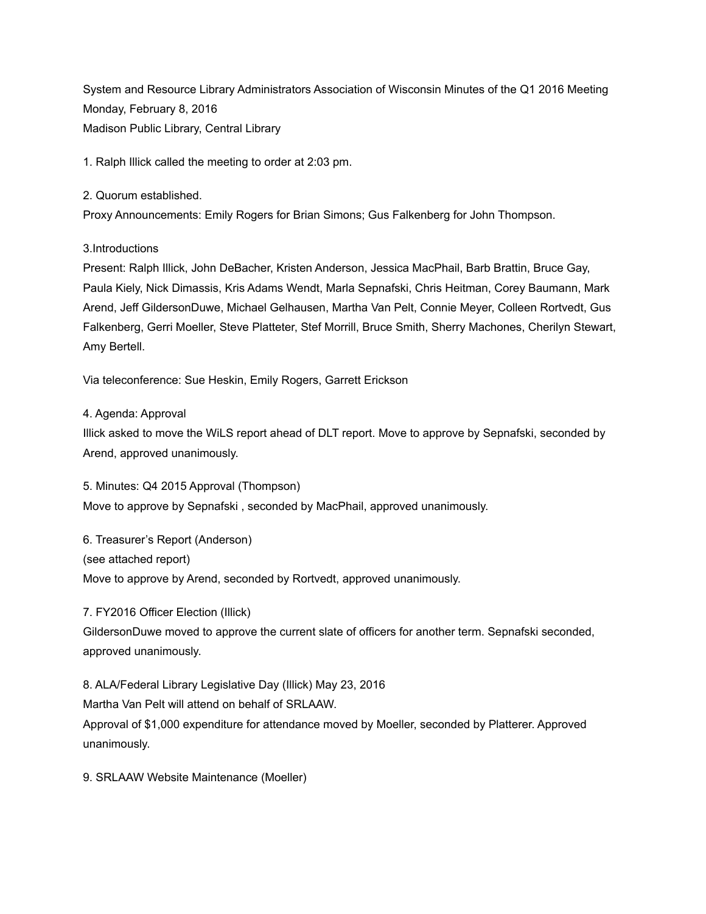System and Resource Library Administrators Association of Wisconsin Minutes of the Q1 2016 Meeting
Monday, February 8, 2016
Madison Public Library, Central Library

1. Ralph Illick called the meeting to order at 2:03 pm.

2. Quorum established.
Proxy Announcements: Emily Rogers for Brian Simons; Gus Falkenberg for John Thompson.

3.Introductions
Present: Ralph Illick, John DeBacher, Kristen Anderson, Jessica MacPhail, Barb Brattin, Bruce Gay, Paula Kiely, Nick Dimassis, Kris Adams Wendt, Marla Sepnafski, Chris Heitman, Corey Baumann, Mark Arend, Jeff GildersonDuwe, Michael Gelhausen, Martha Van Pelt, Connie Meyer, Colleen Rortvedt, Gus Falkenberg, Gerri Moeller, Steve Platteter, Stef Morrill, Bruce Smith, Sherry Machones, Cherilyn Stewart, Amy Bertell.

Via teleconference: Sue Heskin, Emily Rogers, Garrett Erickson

4. Agenda: Approval
Illick asked to move the WiLS report ahead of DLT report. Move to approve by Sepnafski, seconded by Arend, approved unanimously.

5. Minutes: Q4 2015 Approval (Thompson)
Move to approve by Sepnafski , seconded by MacPhail, approved unanimously.

6. Treasurer's Report (Anderson)
(see attached report)
Move to approve by Arend, seconded by Rortvedt, approved unanimously.

7. FY2016 Officer Election (Illick)
GildersonDuwe moved to approve the current slate of officers for another term. Sepnafski seconded, approved unanimously.

8. ALA/Federal Library Legislative Day (Illick) May 23, 2016
Martha Van Pelt will attend on behalf of SRLAAW.
Approval of $1,000 expenditure for attendance moved by Moeller, seconded by Platterer. Approved unanimously.

9. SRLAAW Website Maintenance (Moeller)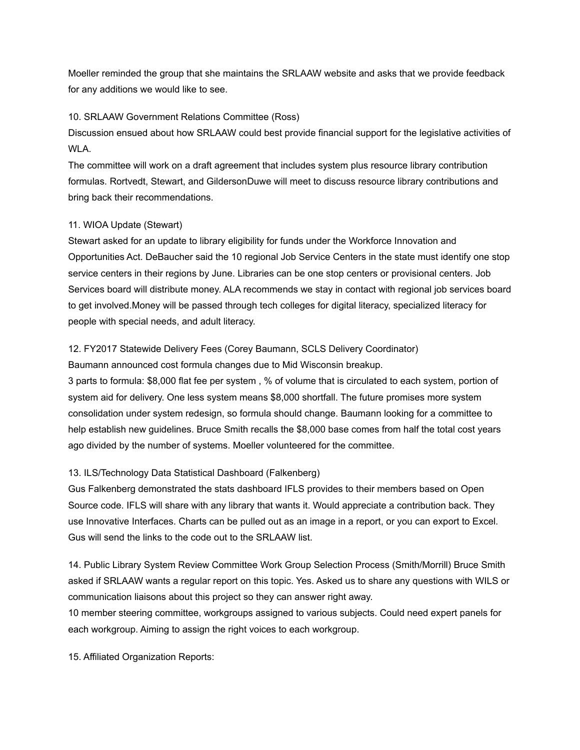Moeller reminded the group that she maintains the SRLAAW website and asks that we provide feedback for any additions we would like to see.

10. SRLAAW Government Relations Committee (Ross)
Discussion ensued about how SRLAAW could best provide financial support for the legislative activities of WLA.
The committee will work on a draft agreement that includes system plus resource library contribution formulas. Rortvedt, Stewart, and GildersonDuwe will meet to discuss resource library contributions and bring back their recommendations.

11. WIOA Update (Stewart)
Stewart asked for an update to library eligibility for funds under the Workforce Innovation and Opportunities Act. DeBaucher said the 10 regional Job Service Centers in the state must identify one stop service centers in their regions by June. Libraries can be one stop centers or provisional centers. Job Services board will distribute money. ALA recommends we stay in contact with regional job services board to get involved.Money will be passed through tech colleges for digital literacy, specialized literacy for people with special needs, and adult literacy.

12. FY2017 Statewide Delivery Fees (Corey Baumann, SCLS Delivery Coordinator)
Baumann announced cost formula changes due to Mid Wisconsin breakup.
3 parts to formula: $8,000 flat fee per system , % of volume that is circulated to each system, portion of system aid for delivery. One less system means $8,000 shortfall. The future promises more system consolidation under system redesign, so formula should change. Baumann looking for a committee to help establish new guidelines. Bruce Smith recalls the $8,000 base comes from half the total cost years ago divided by the number of systems. Moeller volunteered for the committee.

13. ILS/Technology Data Statistical Dashboard (Falkenberg)
Gus Falkenberg demonstrated the stats dashboard IFLS provides to their members based on Open Source code. IFLS will share with any library that wants it. Would appreciate a contribution back. They use Innovative Interfaces. Charts can be pulled out as an image in a report, or you can export to Excel. Gus will send the links to the code out to the SRLAAW list.

14. Public Library System Review Committee Work Group Selection Process (Smith/Morrill) Bruce Smith asked if SRLAAW wants a regular report on this topic. Yes. Asked us to share any questions with WILS or communication liaisons about this project so they can answer right away.
10 member steering committee, workgroups assigned to various subjects. Could need expert panels for each workgroup. Aiming to assign the right voices to each workgroup.

15. Affiliated Organization Reports: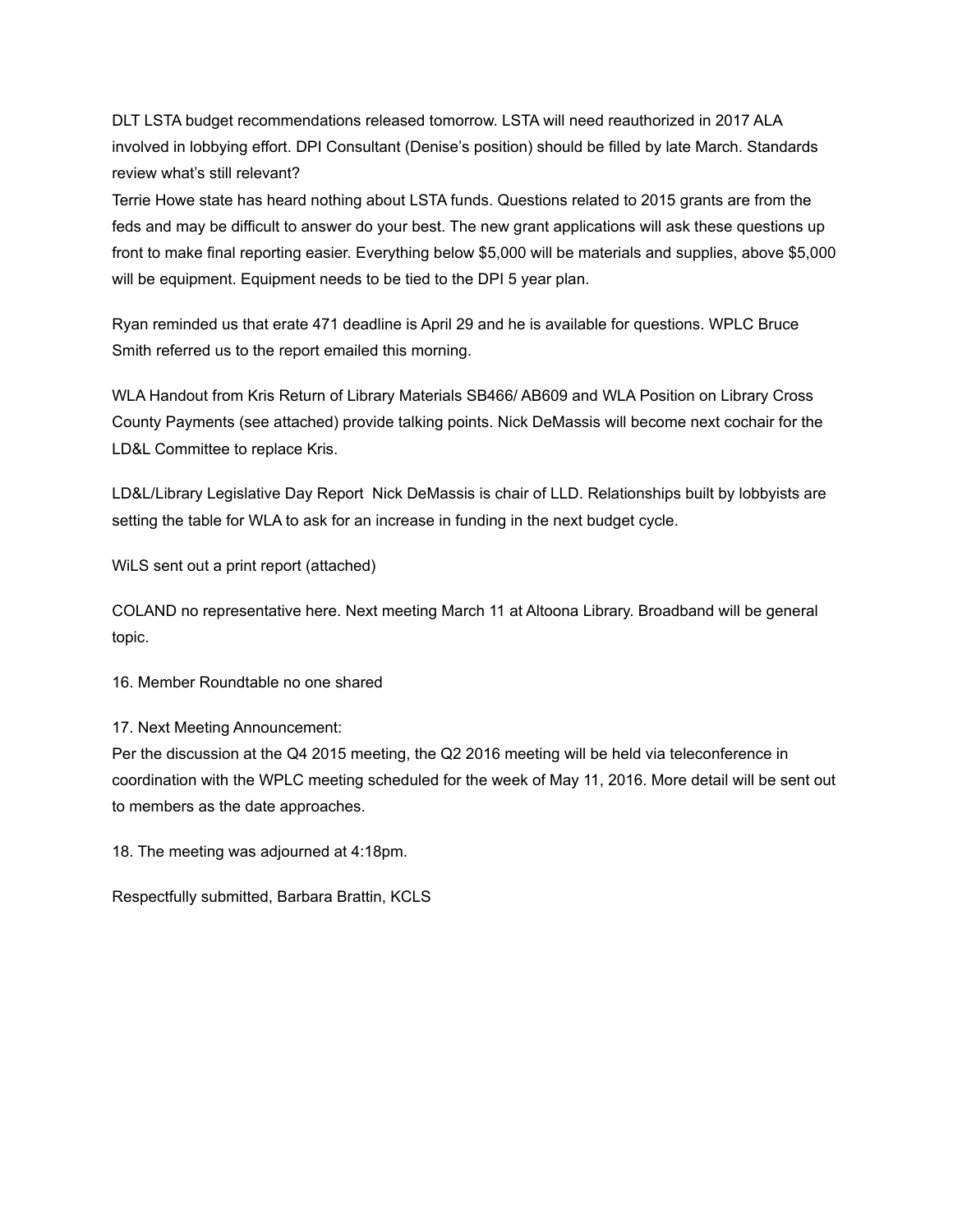DLT LSTA budget recommendations released tomorrow. LSTA will need reauthorized in 2017 ALA involved in lobbying effort. DPI Consultant (Denise's position) should be filled by late March. Standards review what's still relevant?
Terrie Howe state has heard nothing about LSTA funds. Questions related to 2015 grants are from the feds and may be difficult to answer do your best. The new grant applications will ask these questions up front to make final reporting easier. Everything below $5,000 will be materials and supplies, above $5,000 will be equipment. Equipment needs to be tied to the DPI 5 year plan.

Ryan reminded us that erate 471 deadline is April 29 and he is available for questions. WPLC Bruce Smith referred us to the report emailed this morning.

WLA Handout from Kris Return of Library Materials SB466/ AB609 and WLA Position on Library Cross County Payments (see attached) provide talking points. Nick DeMassis will become next cochair for the LD&L Committee to replace Kris.

LD&L/Library Legislative Day Report Nick DeMassis is chair of LLD. Relationships built by lobbyists are setting the table for WLA to ask for an increase in funding in the next budget cycle.

WiLS sent out a print report (attached)

COLAND no representative here. Next meeting March 11 at Altoona Library. Broadband will be general topic.

16. Member Roundtable no one shared

17. Next Meeting Announcement:
Per the discussion at the Q4 2015 meeting, the Q2 2016 meeting will be held via teleconference in coordination with the WPLC meeting scheduled for the week of May 11, 2016. More detail will be sent out to members as the date approaches.

18. The meeting was adjourned at 4:18pm.

Respectfully submitted, Barbara Brattin, KCLS